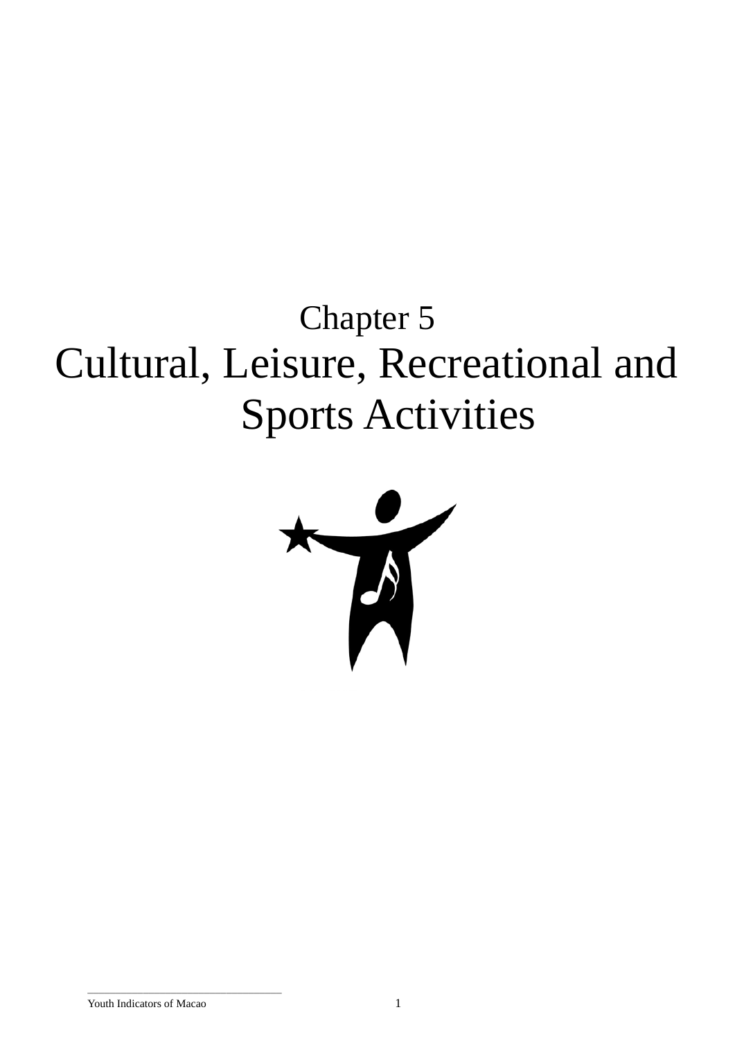# Chapter 5

# Cultural, Leisure, Recreational and Sports Activities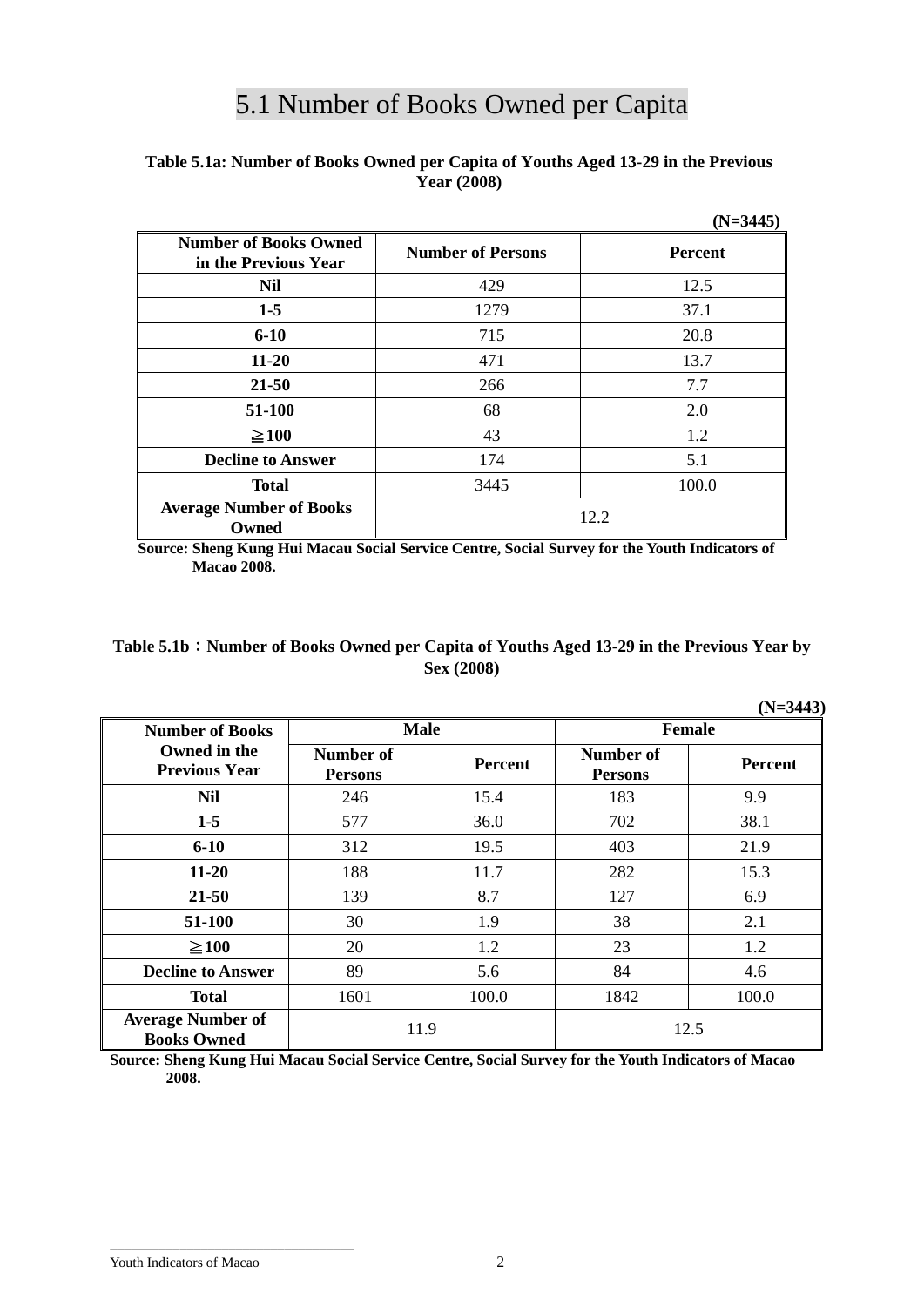# 5.1 Number of Books Owned per Capita

**Table 5.1a: Number of Books Owned per Capita of Youths Aged 13-29 in the Previous Year (2008)**

**(N=3445)**

| Number of Books Owned in the Previous Year | Number of Persons | Percent |
|---|---|---|
| **Nil** | 429 | 12.5 |
| **1-5** | 1279 | 37.1 |
| **6-10** | 715 | 20.8 |
| **11-20** | 471 | 13.7 |
| **21-50** | 266 | 7.7 |
| **51-100** | 68 | 2.0 |
| **≧100** | 43 | 1.2 |
| **Decline to Answer** | 174 | 5.1 |
| **Total** | 3445 | 100.0 |
| **Average Number of Books Owned** | 12.2 | |

**Source: Sheng Kung Hui Macau Social Service Centre, Social Survey for the Youth Indicators of Macao 2008.**

**Table 5.1b：Number of Books Owned per Capita of Youths Aged 13-29 in the Previous Year by Sex (2008)**

**(N=3443)**

| Number of Books Owned in the Previous Year | Male | | Female | |
|---|---|---|---|---|
| | Number of Persons | Percent | Number of Persons | Percent |
| **Nil** | 246 | 15.4 | 183 | 9.9 |
| **1-5** | 577 | 36.0 | 702 | 38.1 |
| **6-10** | 312 | 19.5 | 403 | 21.9 |
| **11-20** | 188 | 11.7 | 282 | 15.3 |
| **21-50** | 139 | 8.7 | 127 | 6.9 |
| **51-100** | 30 | 1.9 | 38 | 2.1 |
| **≧100** | 20 | 1.2 | 23 | 1.2 |
| **Decline to Answer** | 89 | 5.6 | 84 | 4.6 |
| **Total** | 1601 | 100.0 | 1842 | 100.0 |
| **Average Number of Books Owned** | 11.9 | | 12.5 | |

**Source: Sheng Kung Hui Macau Social Service Centre, Social Survey for the Youth Indicators of Macao 2008.**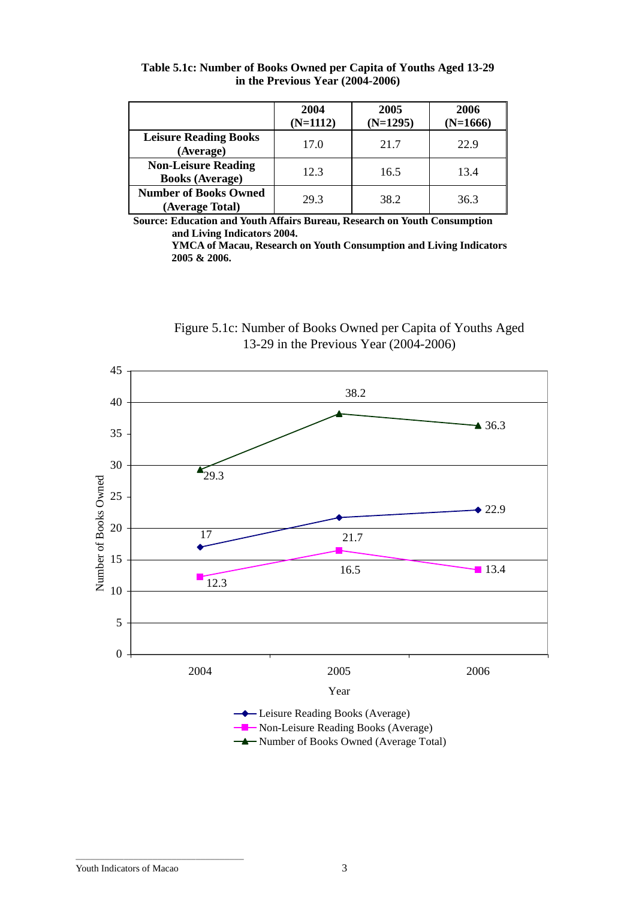**Table 5.1c: Number of Books Owned per Capita of Youths Aged 13-29 in the Previous Year (2004-2006)**

| | 2004 (N=1112) | 2005 (N=1295) | 2006 (N=1666) |
|---|---|---|---|
| **Leisure Reading Books (Average)** | 17.0 | 21.7 | 22.9 |
| **Non-Leisure Reading Books (Average)** | 12.3 | 16.5 | 13.4 |
| **Number of Books Owned (Average Total)** | 29.3 | 38.2 | 36.3 |

**Source: Education and Youth Affairs Bureau, Research on Youth Consumption and Living Indicators 2004.**
**YMCA of Macau, Research on Youth Consumption and Living Indicators 2005 & 2006.**

Figure 5.1c: Number of Books Owned per Capita of Youths Aged 13-29 in the Previous Year (2004-2006)

| Year | Leisure Reading Books (Average) | Non-Leisure Reading Books (Average) | Number of Books Owned (Average Total) |
|---|---|---|---|
| 2004 | 17 | 12.3 | 29.3 |
| 2005 | 21.7 | 16.5 | 38.2 |
| 2006 | 22.9 | 13.4 | 36.3 |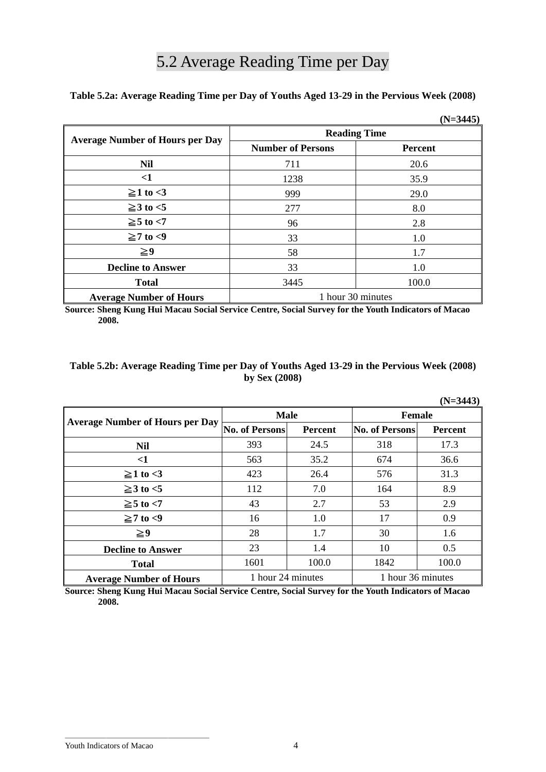# 5.2 Average Reading Time per Day

**Table 5.2a: Average Reading Time per Day of Youths Aged 13-29 in the Pervious Week (2008)**

**(N=3445)**

| Average Number of Hours per Day | Reading Time | |
|---|---|---|
| | Number of Persons | Percent |
| **Nil** | 711 | 20.6 |
| **<1** | 1238 | 35.9 |
| **≧1 to <3** | 999 | 29.0 |
| **≧3 to <5** | 277 | 8.0 |
| **≧5 to <7** | 96 | 2.8 |
| **≧7 to <9** | 33 | 1.0 |
| **≧9** | 58 | 1.7 |
| **Decline to Answer** | 33 | 1.0 |
| **Total** | 3445 | 100.0 |
| **Average Number of Hours** | 1 hour 30 minutes | |

**Source: Sheng Kung Hui Macau Social Service Centre, Social Survey for the Youth Indicators of Macao 2008.**

**Table 5.2b: Average Reading Time per Day of Youths Aged 13-29 in the Pervious Week (2008) by Sex (2008)**

**(N=3443)**

| Average Number of Hours per Day | Male | | Female | |
|---|---|---|---|---|
| | No. of Persons | Percent | No. of Persons | Percent |
| **Nil** | 393 | 24.5 | 318 | 17.3 |
| **<1** | 563 | 35.2 | 674 | 36.6 |
| **≧1 to <3** | 423 | 26.4 | 576 | 31.3 |
| **≧3 to <5** | 112 | 7.0 | 164 | 8.9 |
| **≧5 to <7** | 43 | 2.7 | 53 | 2.9 |
| **≧7 to <9** | 16 | 1.0 | 17 | 0.9 |
| **≧9** | 28 | 1.7 | 30 | 1.6 |
| **Decline to Answer** | 23 | 1.4 | 10 | 0.5 |
| **Total** | 1601 | 100.0 | 1842 | 100.0 |
| **Average Number of Hours** | 1 hour 24 minutes | | 1 hour 36 minutes | |

**Source: Sheng Kung Hui Macau Social Service Centre, Social Survey for the Youth Indicators of Macao 2008.**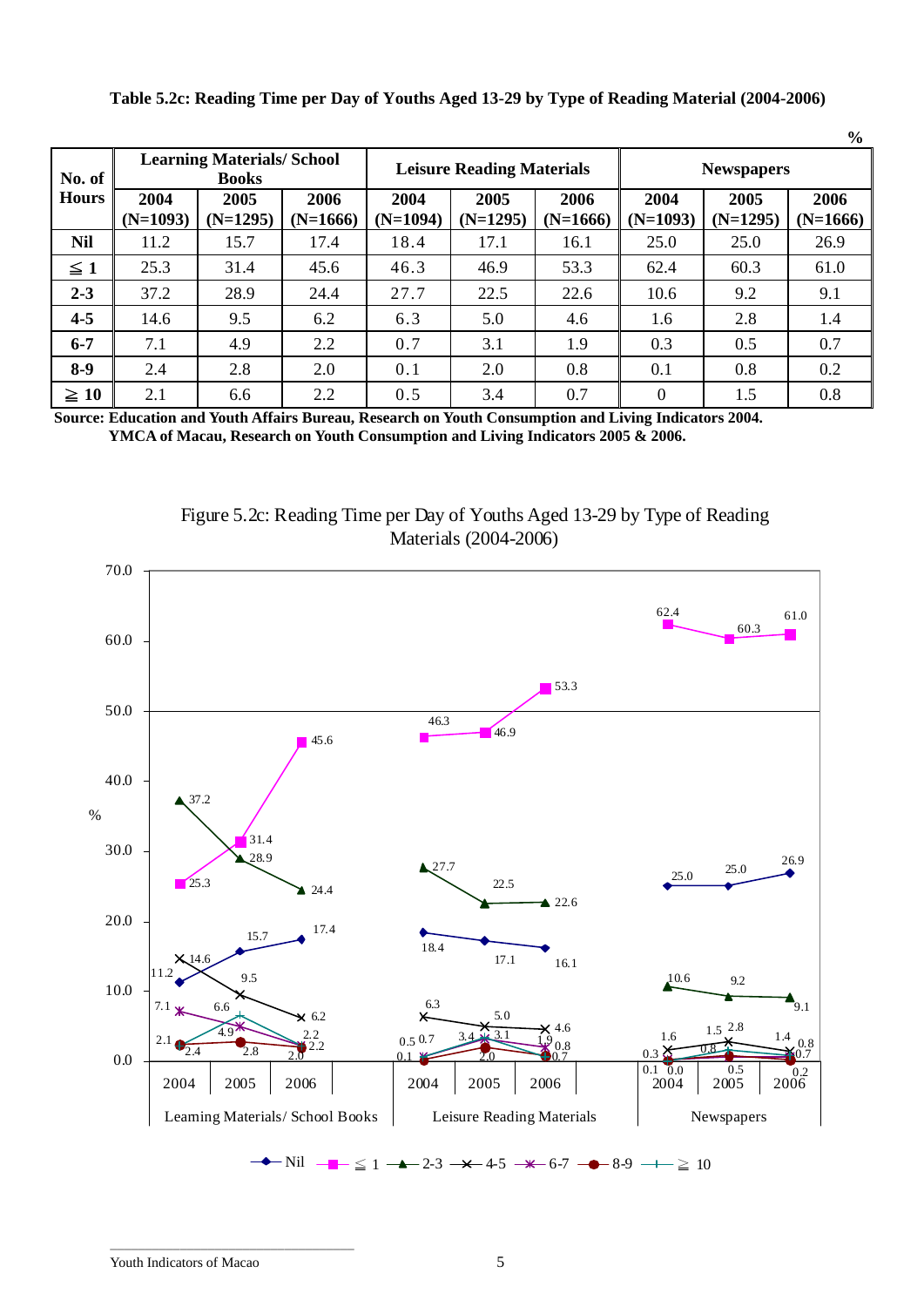**Table 5.2c: Reading Time per Day of Youths Aged 13-29 by Type of Reading Material (2004-2006)**

%

| No. of Hours | Learning Materials/ School Books | | | Leisure Reading Materials | | | Newspapers | | |
|---|---|---|---|---|---|---|---|---|---|
| | 2004 (N=1093) | 2005 (N=1295) | 2006 (N=1666) | 2004 (N=1094) | 2005 (N=1295) | 2006 (N=1666) | 2004 (N=1093) | 2005 (N=1295) | 2006 (N=1666) |
| **Nil** | 11.2 | 15.7 | 17.4 | 18.4 | 17.1 | 16.1 | 25.0 | 25.0 | 26.9 |
| **≦ 1** | 25.3 | 31.4 | 45.6 | 46.3 | 46.9 | 53.3 | 62.4 | 60.3 | 61.0 |
| **2-3** | 37.2 | 28.9 | 24.4 | 27.7 | 22.5 | 22.6 | 10.6 | 9.2 | 9.1 |
| **4-5** | 14.6 | 9.5 | 6.2 | 6.3 | 5.0 | 4.6 | 1.6 | 2.8 | 1.4 |
| **6-7** | 7.1 | 4.9 | 2.2 | 0.7 | 3.1 | 1.9 | 0.3 | 0.5 | 0.7 |
| **8-9** | 2.4 | 2.8 | 2.0 | 0.1 | 2.0 | 0.8 | 0.1 | 0.8 | 0.2 |
| **≧ 10** | 2.1 | 6.6 | 2.2 | 0.5 | 3.4 | 0.7 | 0 | 1.5 | 0.8 |

**Source: Education and Youth Affairs Bureau, Research on Youth Consumption and Living Indicators 2004.**
**YMCA of Macau, Research on Youth Consumption and Living Indicators 2005 & 2006.**

Figure 5.2c: Reading Time per Day of Youths Aged 13-29 by Type of Reading Materials (2004-2006)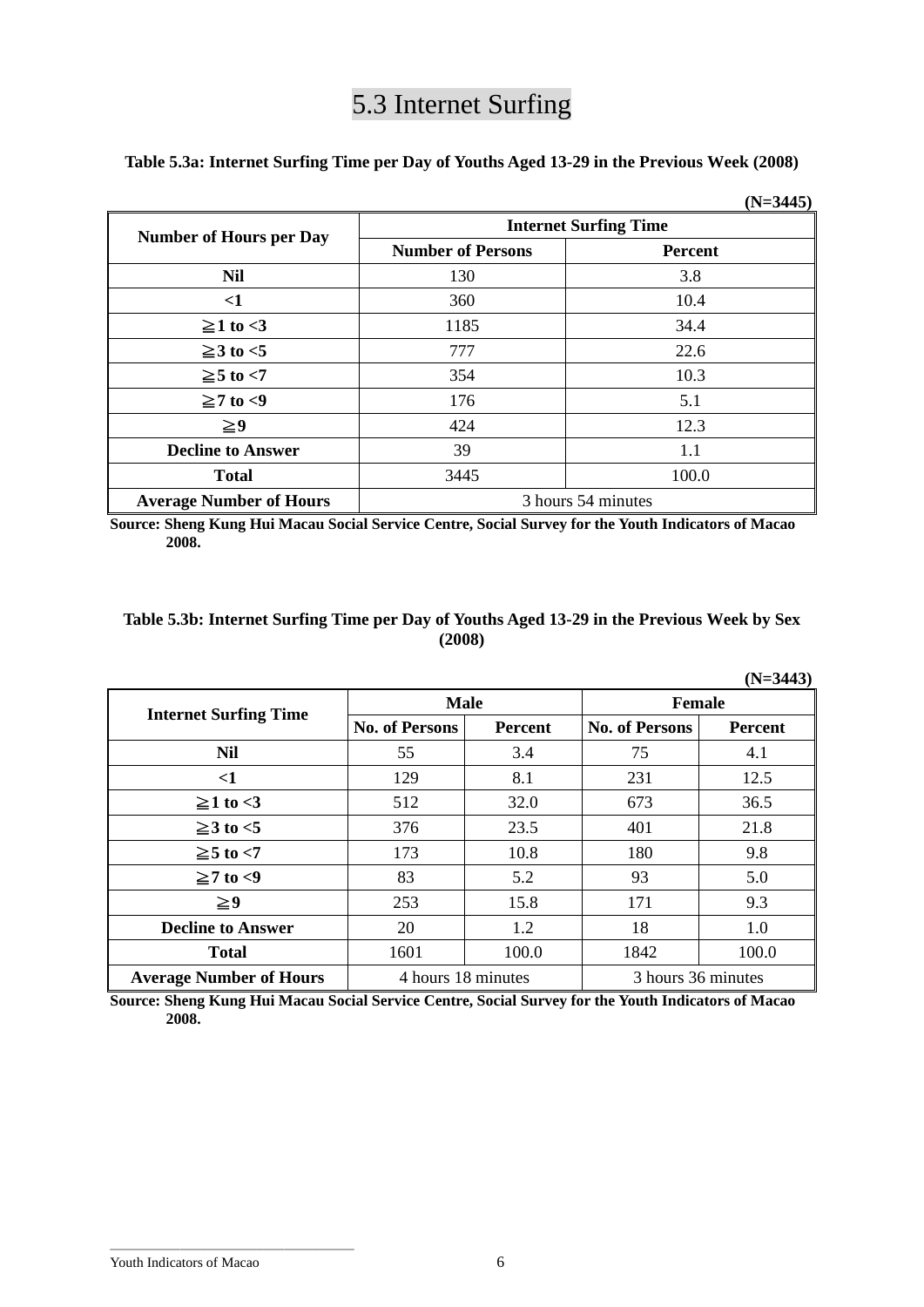# 5.3 Internet Surfing

**Table 5.3a: Internet Surfing Time per Day of Youths Aged 13-29 in the Previous Week (2008)**

**(N=3445)**

| Number of Hours per Day | Internet Surfing Time | |
|---|---|---|
| | Number of Persons | Percent |
| **Nil** | 130 | 3.8 |
| **<1** | 360 | 10.4 |
| **≧1 to <3** | 1185 | 34.4 |
| **≧3 to <5** | 777 | 22.6 |
| **≧5 to <7** | 354 | 10.3 |
| **≧7 to <9** | 176 | 5.1 |
| **≧9** | 424 | 12.3 |
| **Decline to Answer** | 39 | 1.1 |
| **Total** | 3445 | 100.0 |
| **Average Number of Hours** | 3 hours 54 minutes | |

**Source: Sheng Kung Hui Macau Social Service Centre, Social Survey for the Youth Indicators of Macao 2008.**

**Table 5.3b: Internet Surfing Time per Day of Youths Aged 13-29 in the Previous Week by Sex (2008)**

**(N=3443)**

| Internet Surfing Time | Male | | Female | |
|---|---|---|---|---|
| | No. of Persons | Percent | No. of Persons | Percent |
| **Nil** | 55 | 3.4 | 75 | 4.1 |
| **<1** | 129 | 8.1 | 231 | 12.5 |
| **≧1 to <3** | 512 | 32.0 | 673 | 36.5 |
| **≧3 to <5** | 376 | 23.5 | 401 | 21.8 |
| **≧5 to <7** | 173 | 10.8 | 180 | 9.8 |
| **≧7 to <9** | 83 | 5.2 | 93 | 5.0 |
| **≧9** | 253 | 15.8 | 171 | 9.3 |
| **Decline to Answer** | 20 | 1.2 | 18 | 1.0 |
| **Total** | 1601 | 100.0 | 1842 | 100.0 |
| **Average Number of Hours** | 4 hours 18 minutes | | 3 hours 36 minutes | |

**Source: Sheng Kung Hui Macau Social Service Centre, Social Survey for the Youth Indicators of Macao 2008.**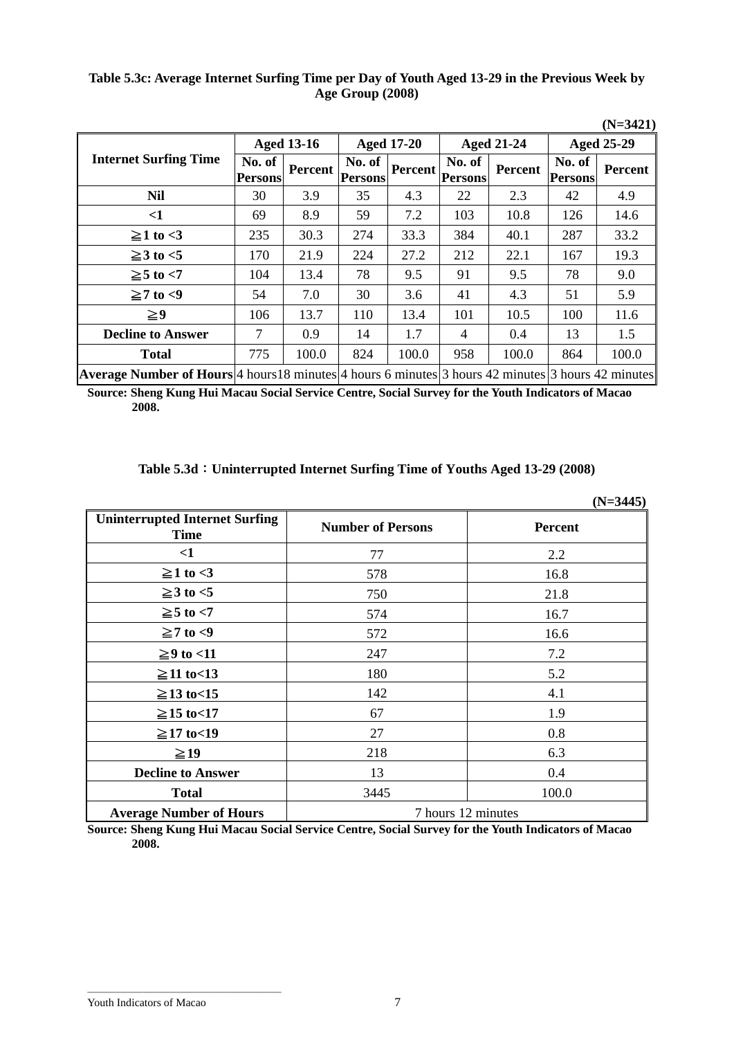**Table 5.3c: Average Internet Surfing Time per Day of Youth Aged 13-29 in the Previous Week by Age Group (2008)**

(N=3421)

| Internet Surfing Time | Aged 13-16 | | Aged 17-20 | | Aged 21-24 | | Aged 25-29 | |
|---|---|---|---|---|---|---|---|---|
| | No. of Persons | Percent | No. of Persons | Percent | No. of Persons | Percent | No. of Persons | Percent |
| Nil | 30 | 3.9 | 35 | 4.3 | 22 | 2.3 | 42 | 4.9 |
| <1 | 69 | 8.9 | 59 | 7.2 | 103 | 10.8 | 126 | 14.6 |
| ≧1 to <3 | 235 | 30.3 | 274 | 33.3 | 384 | 40.1 | 287 | 33.2 |
| ≧3 to <5 | 170 | 21.9 | 224 | 27.2 | 212 | 22.1 | 167 | 19.3 |
| ≧5 to <7 | 104 | 13.4 | 78 | 9.5 | 91 | 9.5 | 78 | 9.0 |
| ≧7 to <9 | 54 | 7.0 | 30 | 3.6 | 41 | 4.3 | 51 | 5.9 |
| ≧9 | 106 | 13.7 | 110 | 13.4 | 101 | 10.5 | 100 | 11.6 |
| Decline to Answer | 7 | 0.9 | 14 | 1.7 | 4 | 0.4 | 13 | 1.5 |
| Total | 775 | 100.0 | 824 | 100.0 | 958 | 100.0 | 864 | 100.0 |
| Average Number of Hours | 4 hours18 minutes | | 4 hours 6 minutes | | 3 hours 42 minutes | | 3 hours 42 minutes | |

**Source: Sheng Kung Hui Macau Social Service Centre, Social Survey for the Youth Indicators of Macao 2008.**

**Table 5.3d：Uninterrupted Internet Surfing Time of Youths Aged 13-29 (2008)**

(N=3445)

| Uninterrupted Internet Surfing Time | Number of Persons | Percent |
|---|---|---|
| <1 | 77 | 2.2 |
| ≧1 to <3 | 578 | 16.8 |
| ≧3 to <5 | 750 | 21.8 |
| ≧5 to <7 | 574 | 16.7 |
| ≧7 to <9 | 572 | 16.6 |
| ≧9 to <11 | 247 | 7.2 |
| ≧11 to<13 | 180 | 5.2 |
| ≧13 to<15 | 142 | 4.1 |
| ≧15 to<17 | 67 | 1.9 |
| ≧17 to<19 | 27 | 0.8 |
| ≧19 | 218 | 6.3 |
| Decline to Answer | 13 | 0.4 |
| Total | 3445 | 100.0 |
| Average Number of Hours | 7 hours 12 minutes | |

**Source: Sheng Kung Hui Macau Social Service Centre, Social Survey for the Youth Indicators of Macao 2008.**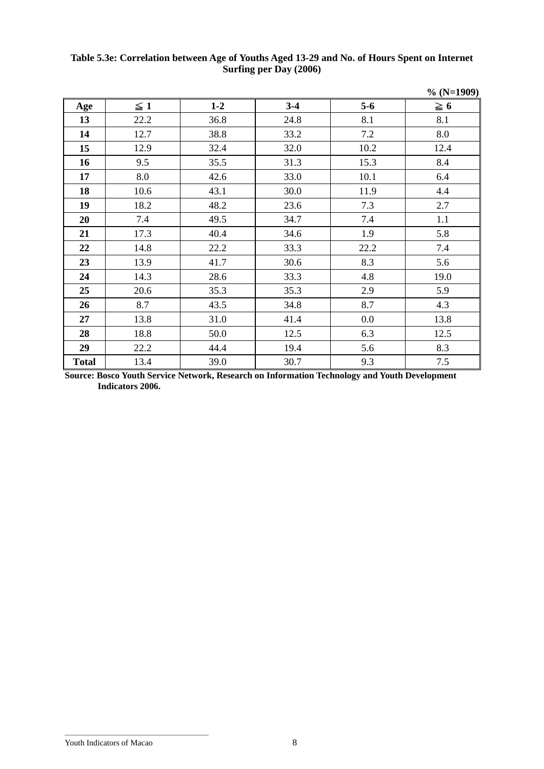**Table 5.3e: Correlation between Age of Youths Aged 13-29 and No. of Hours Spent on Internet Surfing per Day (2006)**

% (N=1909)

| Age | ≦ 1 | 1-2 | 3-4 | 5-6 | ≧ 6 |
|---|---|---|---|---|---|
| 13 | 22.2 | 36.8 | 24.8 | 8.1 | 8.1 |
| 14 | 12.7 | 38.8 | 33.2 | 7.2 | 8.0 |
| 15 | 12.9 | 32.4 | 32.0 | 10.2 | 12.4 |
| 16 | 9.5 | 35.5 | 31.3 | 15.3 | 8.4 |
| 17 | 8.0 | 42.6 | 33.0 | 10.1 | 6.4 |
| 18 | 10.6 | 43.1 | 30.0 | 11.9 | 4.4 |
| 19 | 18.2 | 48.2 | 23.6 | 7.3 | 2.7 |
| 20 | 7.4 | 49.5 | 34.7 | 7.4 | 1.1 |
| 21 | 17.3 | 40.4 | 34.6 | 1.9 | 5.8 |
| 22 | 14.8 | 22.2 | 33.3 | 22.2 | 7.4 |
| 23 | 13.9 | 41.7 | 30.6 | 8.3 | 5.6 |
| 24 | 14.3 | 28.6 | 33.3 | 4.8 | 19.0 |
| 25 | 20.6 | 35.3 | 35.3 | 2.9 | 5.9 |
| 26 | 8.7 | 43.5 | 34.8 | 8.7 | 4.3 |
| 27 | 13.8 | 31.0 | 41.4 | 0.0 | 13.8 |
| 28 | 18.8 | 50.0 | 12.5 | 6.3 | 12.5 |
| 29 | 22.2 | 44.4 | 19.4 | 5.6 | 8.3 |
| **Total** | 13.4 | 39.0 | 30.7 | 9.3 | 7.5 |

**Source: Bosco Youth Service Network, Research on Information Technology and Youth Development Indicators 2006.**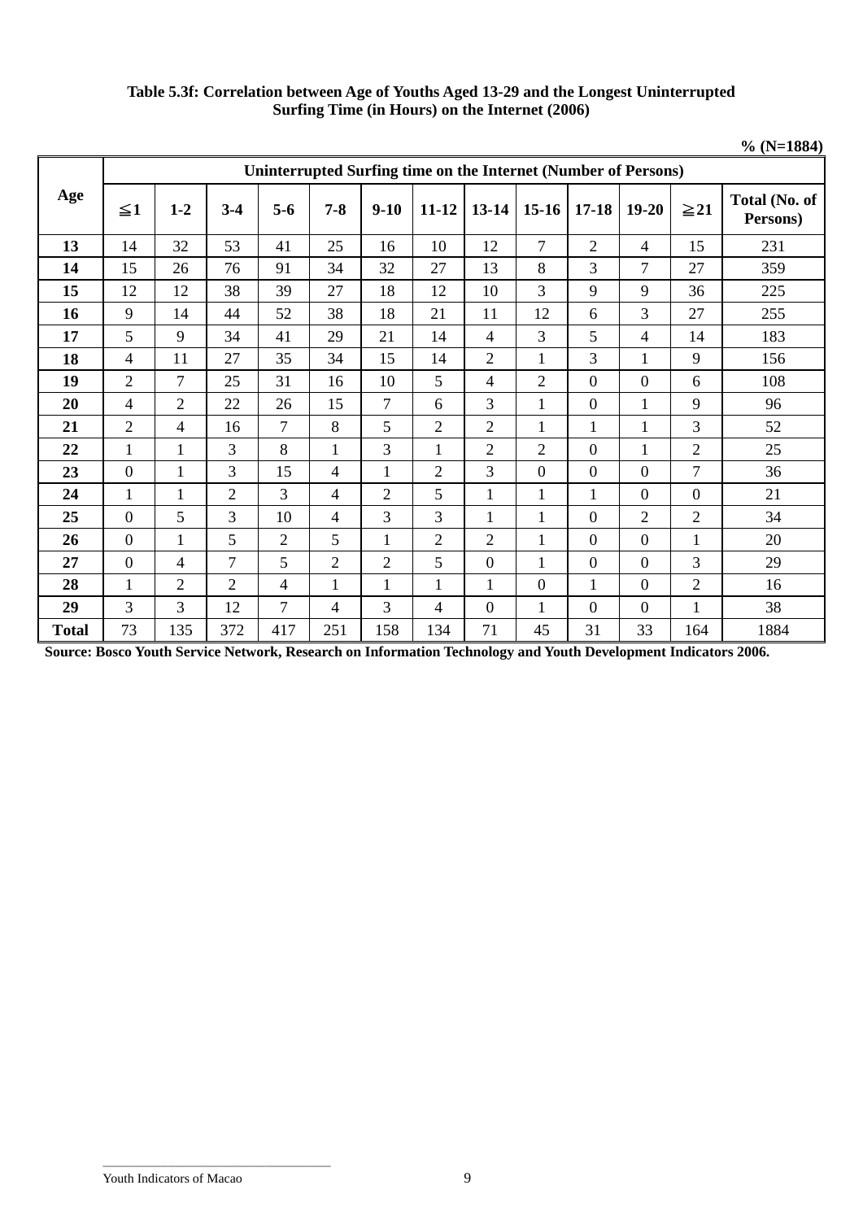**Table 5.3f: Correlation between Age of Youths Aged 13-29 and the Longest Uninterrupted Surfing Time (in Hours) on the Internet (2006)**

% (N=1884)

| Age | Uninterrupted Surfing time on the Internet (Number of Persons) | | | | | | | | | | | | |
|---|---|---|---|---|---|---|---|---|---|---|---|---|---|
| | ≦1 | 1-2 | 3-4 | 5-6 | 7-8 | 9-10 | 11-12 | 13-14 | 15-16 | 17-18 | 19-20 | ≧21 | Total (No. of Persons) |
| **13** | 14 | 32 | 53 | 41 | 25 | 16 | 10 | 12 | 7 | 2 | 4 | 15 | 231 |
| **14** | 15 | 26 | 76 | 91 | 34 | 32 | 27 | 13 | 8 | 3 | 7 | 27 | 359 |
| **15** | 12 | 12 | 38 | 39 | 27 | 18 | 12 | 10 | 3 | 9 | 9 | 36 | 225 |
| **16** | 9 | 14 | 44 | 52 | 38 | 18 | 21 | 11 | 12 | 6 | 3 | 27 | 255 |
| **17** | 5 | 9 | 34 | 41 | 29 | 21 | 14 | 4 | 3 | 5 | 4 | 14 | 183 |
| **18** | 4 | 11 | 27 | 35 | 34 | 15 | 14 | 2 | 1 | 3 | 1 | 9 | 156 |
| **19** | 2 | 7 | 25 | 31 | 16 | 10 | 5 | 4 | 2 | 0 | 0 | 6 | 108 |
| **20** | 4 | 2 | 22 | 26 | 15 | 7 | 6 | 3 | 1 | 0 | 1 | 9 | 96 |
| **21** | 2 | 4 | 16 | 7 | 8 | 5 | 2 | 2 | 1 | 1 | 1 | 3 | 52 |
| **22** | 1 | 1 | 3 | 8 | 1 | 3 | 1 | 2 | 2 | 0 | 1 | 2 | 25 |
| **23** | 0 | 1 | 3 | 15 | 4 | 1 | 2 | 3 | 0 | 0 | 0 | 7 | 36 |
| **24** | 1 | 1 | 2 | 3 | 4 | 2 | 5 | 1 | 1 | 1 | 0 | 0 | 21 |
| **25** | 0 | 5 | 3 | 10 | 4 | 3 | 3 | 1 | 1 | 0 | 2 | 2 | 34 |
| **26** | 0 | 1 | 5 | 2 | 5 | 1 | 2 | 2 | 1 | 0 | 0 | 1 | 20 |
| **27** | 0 | 4 | 7 | 5 | 2 | 2 | 5 | 0 | 1 | 0 | 0 | 3 | 29 |
| **28** | 1 | 2 | 2 | 4 | 1 | 1 | 1 | 1 | 0 | 1 | 0 | 2 | 16 |
| **29** | 3 | 3 | 12 | 7 | 4 | 3 | 4 | 0 | 1 | 0 | 0 | 1 | 38 |
| **Total** | 73 | 135 | 372 | 417 | 251 | 158 | 134 | 71 | 45 | 31 | 33 | 164 | 1884 |

**Source: Bosco Youth Service Network, Research on Information Technology and Youth Development Indicators 2006.**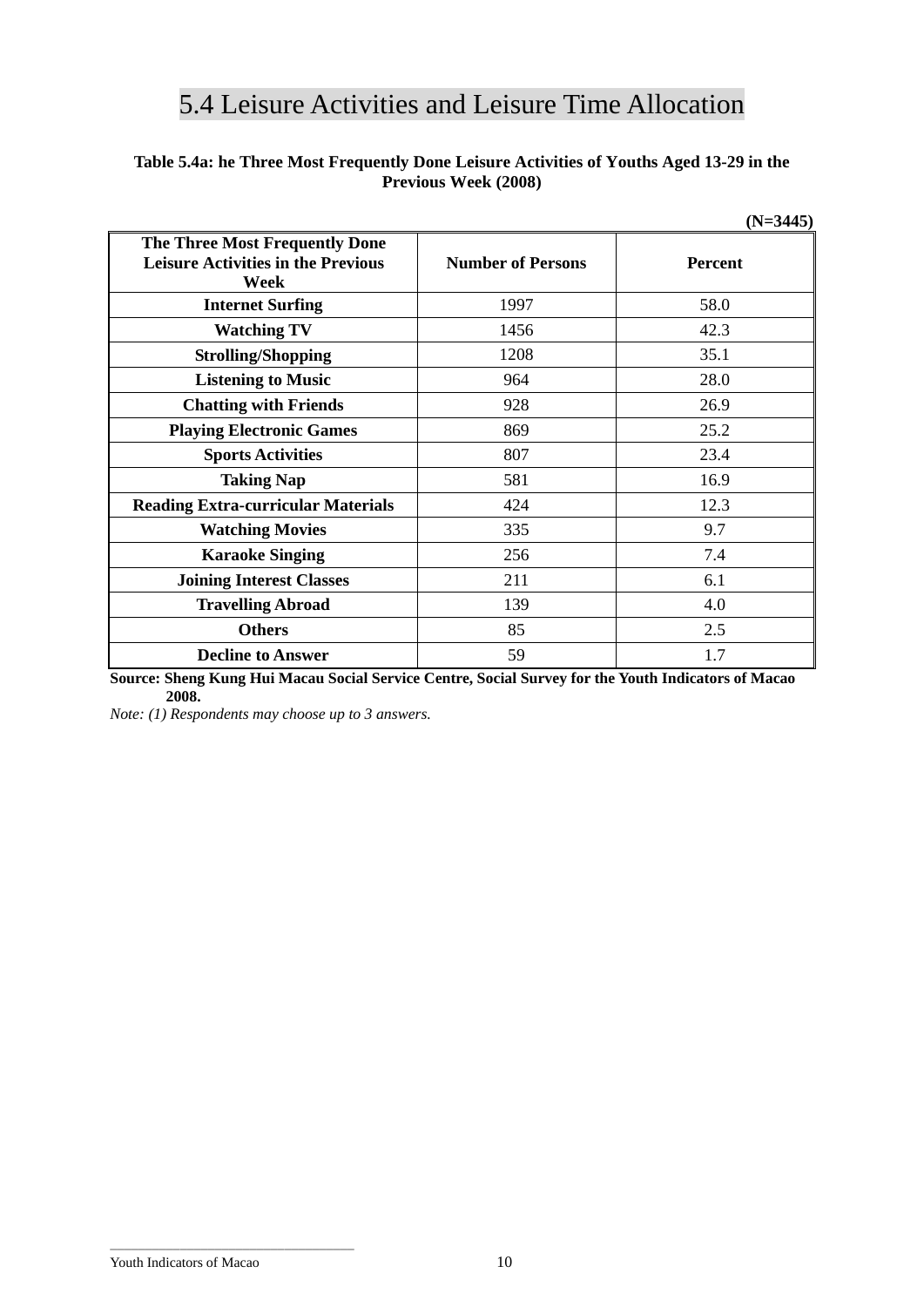## 5.4 Leisure Activities and Leisure Time Allocation

**Table 5.4a: he Three Most Frequently Done Leisure Activities of Youths Aged 13-29 in the Previous Week (2008)**

**(N=3445)**

| The Three Most Frequently Done Leisure Activities in the Previous Week | Number of Persons | Percent |
|---|---|---|
| **Internet Surfing** | 1997 | 58.0 |
| **Watching TV** | 1456 | 42.3 |
| **Strolling/Shopping** | 1208 | 35.1 |
| **Listening to Music** | 964 | 28.0 |
| **Chatting with Friends** | 928 | 26.9 |
| **Playing Electronic Games** | 869 | 25.2 |
| **Sports Activities** | 807 | 23.4 |
| **Taking Nap** | 581 | 16.9 |
| **Reading Extra-curricular Materials** | 424 | 12.3 |
| **Watching Movies** | 335 | 9.7 |
| **Karaoke Singing** | 256 | 7.4 |
| **Joining Interest Classes** | 211 | 6.1 |
| **Travelling Abroad** | 139 | 4.0 |
| **Others** | 85 | 2.5 |
| **Decline to Answer** | 59 | 1.7 |

**Source: Sheng Kung Hui Macau Social Service Centre, Social Survey for the Youth Indicators of Macao 2008.**

*Note: (1) Respondents may choose up to 3 answers.*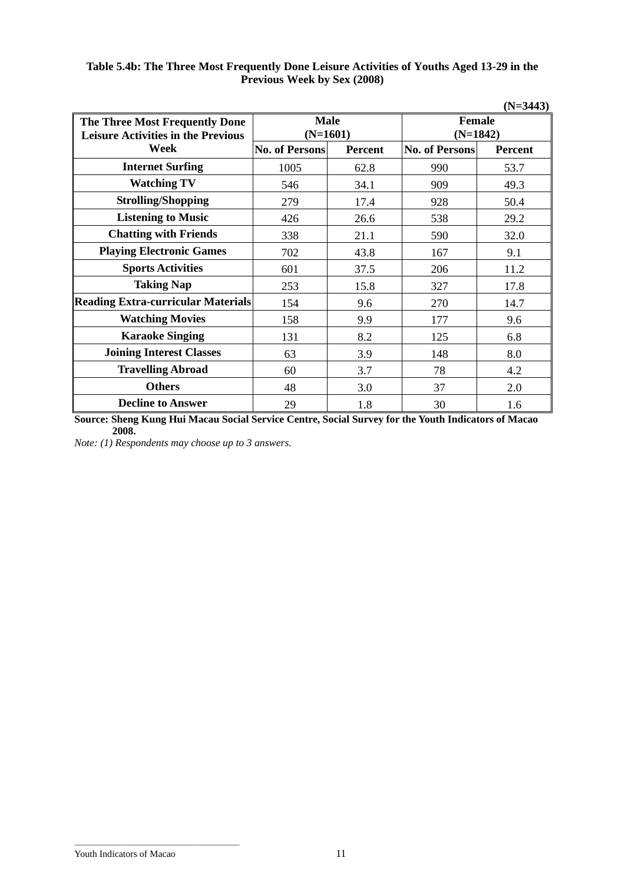**Table 5.4b: The Three Most Frequently Done Leisure Activities of Youths Aged 13-29 in the Previous Week by Sex (2008)**

**(N=3443)**

| The Three Most Frequently Done Leisure Activities in the Previous Week | Male (N=1601) | | Female (N=1842) | |
|---|---|---|---|---|
| | No. of Persons | Percent | No. of Persons | Percent |
| **Internet Surfing** | 1005 | 62.8 | 990 | 53.7 |
| **Watching TV** | 546 | 34.1 | 909 | 49.3 |
| **Strolling/Shopping** | 279 | 17.4 | 928 | 50.4 |
| **Listening to Music** | 426 | 26.6 | 538 | 29.2 |
| **Chatting with Friends** | 338 | 21.1 | 590 | 32.0 |
| **Playing Electronic Games** | 702 | 43.8 | 167 | 9.1 |
| **Sports Activities** | 601 | 37.5 | 206 | 11.2 |
| **Taking Nap** | 253 | 15.8 | 327 | 17.8 |
| **Reading Extra-curricular Materials** | 154 | 9.6 | 270 | 14.7 |
| **Watching Movies** | 158 | 9.9 | 177 | 9.6 |
| **Karaoke Singing** | 131 | 8.2 | 125 | 6.8 |
| **Joining Interest Classes** | 63 | 3.9 | 148 | 8.0 |
| **Travelling Abroad** | 60 | 3.7 | 78 | 4.2 |
| **Others** | 48 | 3.0 | 37 | 2.0 |
| **Decline to Answer** | 29 | 1.8 | 30 | 1.6 |

**Source: Sheng Kung Hui Macau Social Service Centre, Social Survey for the Youth Indicators of Macao 2008.**

*Note: (1) Respondents may choose up to 3 answers.*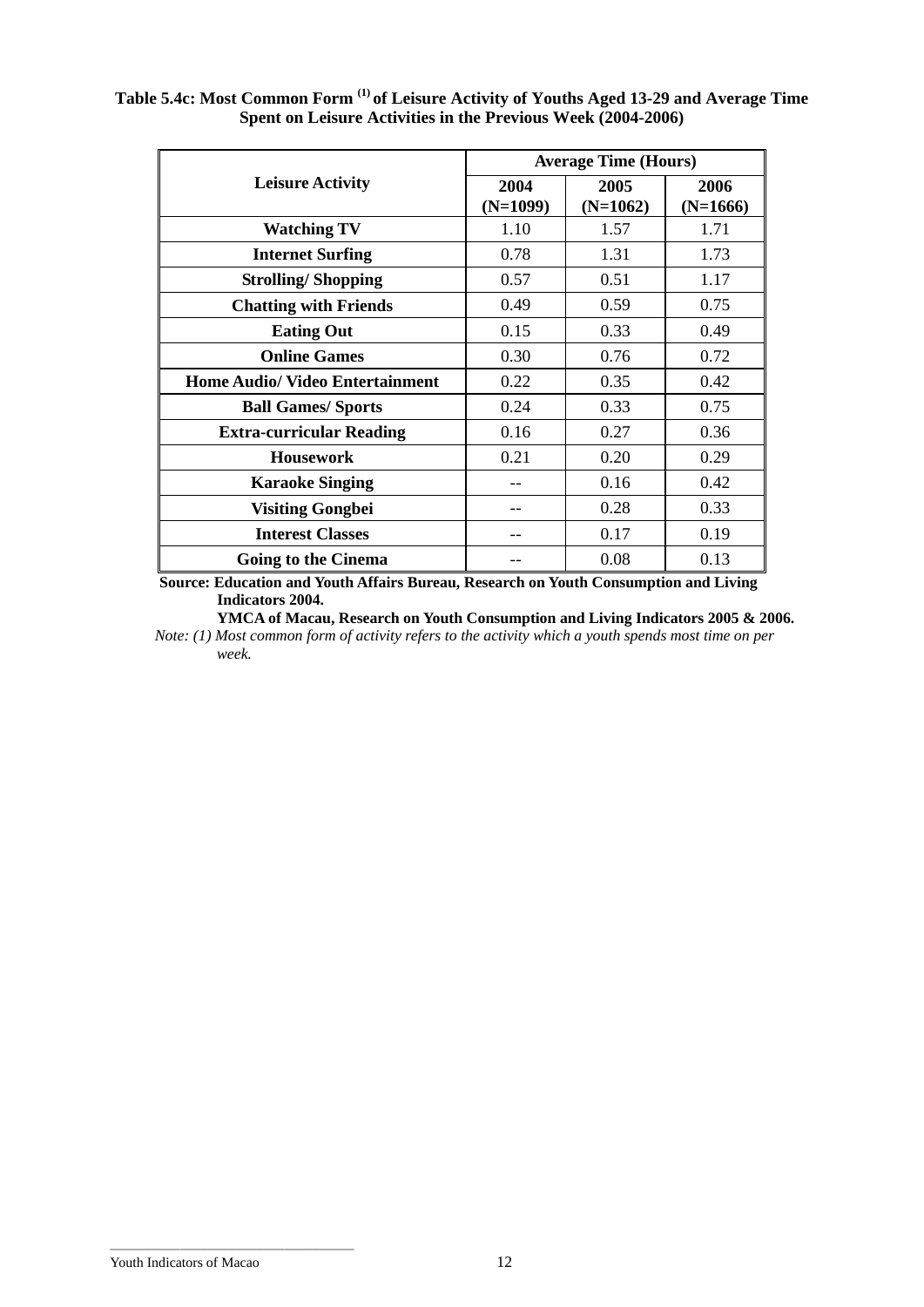**Table 5.4c: Most Common Form [1] of Leisure Activity of Youths Aged 13-29 and Average Time Spent on Leisure Activities in the Previous Week (2004-2006)**

| Leisure Activity | Average Time (Hours) | | |
|---|---|---|---|
| | 2004 (N=1099) | 2005 (N=1062) | 2006 (N=1666) |
| Watching TV | 1.10 | 1.57 | 1.71 |
| Internet Surfing | 0.78 | 1.31 | 1.73 |
| Strolling/ Shopping | 0.57 | 0.51 | 1.17 |
| Chatting with Friends | 0.49 | 0.59 | 0.75 |
| Eating Out | 0.15 | 0.33 | 0.49 |
| Online Games | 0.30 | 0.76 | 0.72 |
| Home Audio/ Video Entertainment | 0.22 | 0.35 | 0.42 |
| Ball Games/ Sports | 0.24 | 0.33 | 0.75 |
| Extra-curricular Reading | 0.16 | 0.27 | 0.36 |
| Housework | 0.21 | 0.20 | 0.29 |
| Karaoke Singing | -- | 0.16 | 0.42 |
| Visiting Gongbei | -- | 0.28 | 0.33 |
| Interest Classes | -- | 0.17 | 0.19 |
| Going to the Cinema | -- | 0.08 | 0.13 |

**Source: Education and Youth Affairs Bureau, Research on Youth Consumption and Living Indicators 2004.**
**YMCA of Macau, Research on Youth Consumption and Living Indicators 2005 & 2006.**

*Note: (1) Most common form of activity refers to the activity which a youth spends most time on per week.*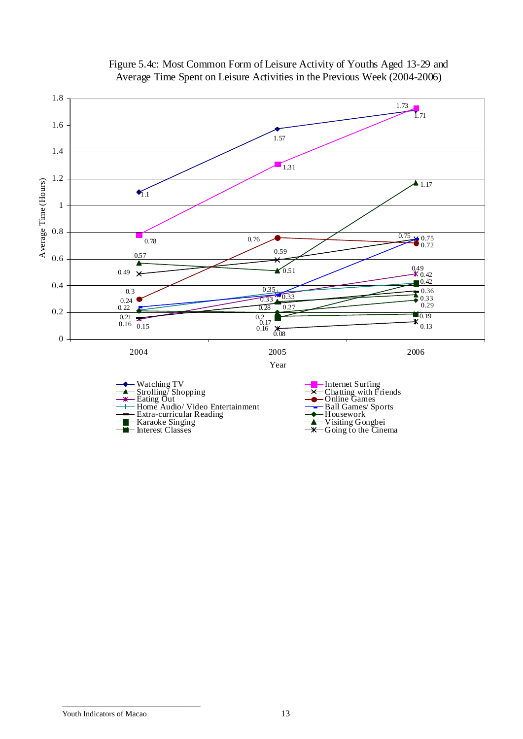Figure 5.4c: Most Common Form of Leisure Activity of Youths Aged 13-29 and Average Time Spent on Leisure Activities in the Previous Week (2004-2006)

| Year | Average Time (Hours) |
|---|---|
| 2004 | 1.1, 0.78, 0.57, 0.49, 0.3, 0.24, 0.22, 0.21, 0.16, 0.15 |
| 2005 | 1.57, 1.31, 0.76, 0.59, 0.51, 0.35, 0.33, 0.33, 0.28, 0.27, 0.2, 0.17, 0.16, 0.08 |
| 2006 | 1.73, 1.71, 1.17, 0.75, 0.75, 0.72, 0.49, 0.42, 0.42, 0.36, 0.33, 0.29, 0.19, 0.13 |

Legend: Watching TV; Internet Surfing; Strolling/ Shopping; Chatting with Friends; Eating Out; Online Games; Home Audio/ Video Entertainment; Ball Games/ Sports; Extra-curricular Reading; Housework; Karaoke Singing; Visiting Gongbei; Interest Classes; Going to the Cinema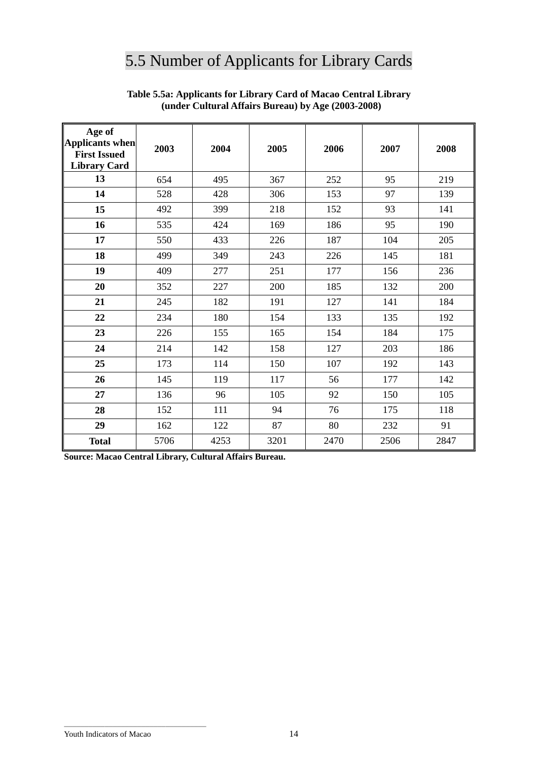# 5.5 Number of Applicants for Library Cards

**Table 5.5a: Applicants for Library Card of Macao Central Library (under Cultural Affairs Bureau) by Age (2003-2008)**

| Age of Applicants when First Issued Library Card | 2003 | 2004 | 2005 | 2006 | 2007 | 2008 |
|---|---|---|---|---|---|---|
| **13** | 654 | 495 | 367 | 252 | 95 | 219 |
| **14** | 528 | 428 | 306 | 153 | 97 | 139 |
| **15** | 492 | 399 | 218 | 152 | 93 | 141 |
| **16** | 535 | 424 | 169 | 186 | 95 | 190 |
| **17** | 550 | 433 | 226 | 187 | 104 | 205 |
| **18** | 499 | 349 | 243 | 226 | 145 | 181 |
| **19** | 409 | 277 | 251 | 177 | 156 | 236 |
| **20** | 352 | 227 | 200 | 185 | 132 | 200 |
| **21** | 245 | 182 | 191 | 127 | 141 | 184 |
| **22** | 234 | 180 | 154 | 133 | 135 | 192 |
| **23** | 226 | 155 | 165 | 154 | 184 | 175 |
| **24** | 214 | 142 | 158 | 127 | 203 | 186 |
| **25** | 173 | 114 | 150 | 107 | 192 | 143 |
| **26** | 145 | 119 | 117 | 56 | 177 | 142 |
| **27** | 136 | 96 | 105 | 92 | 150 | 105 |
| **28** | 152 | 111 | 94 | 76 | 175 | 118 |
| **29** | 162 | 122 | 87 | 80 | 232 | 91 |
| **Total** | 5706 | 4253 | 3201 | 2470 | 2506 | 2847 |

**Source: Macao Central Library, Cultural Affairs Bureau.**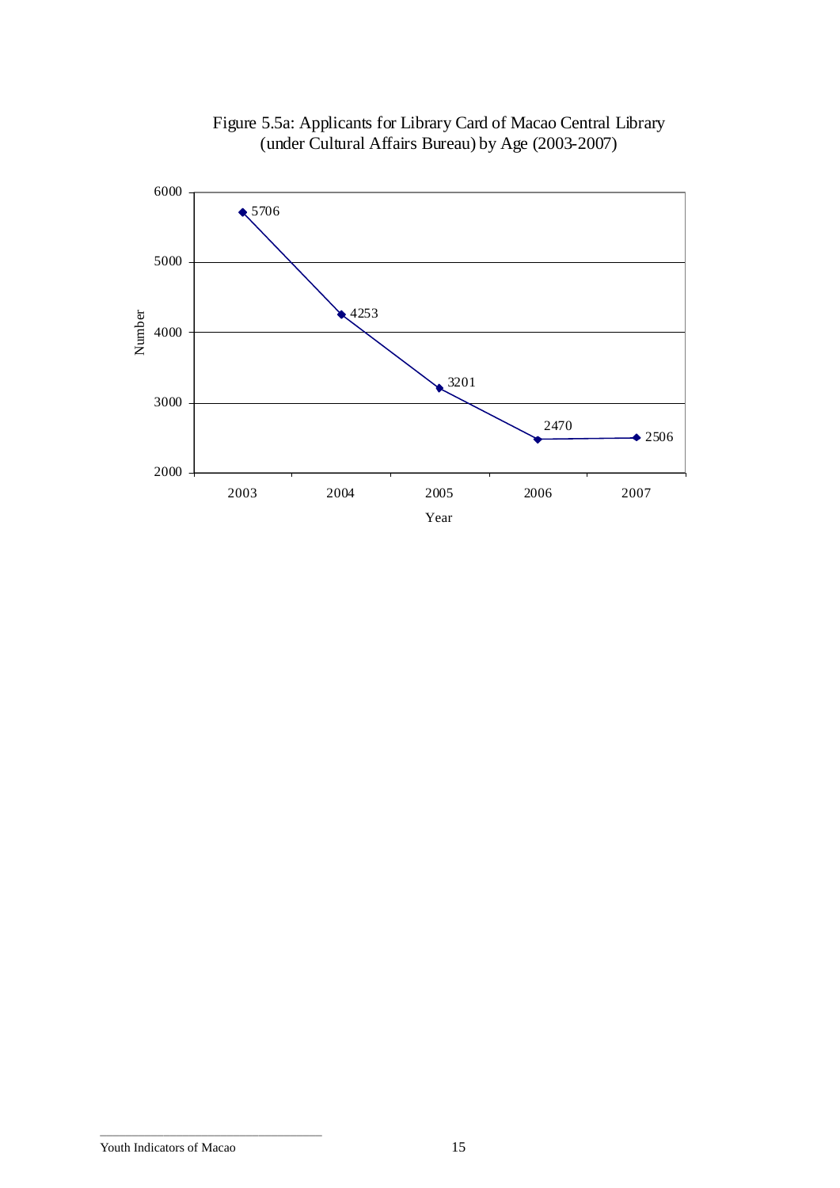Figure 5.5a: Applicants for Library Card of Macao Central Library (under Cultural Affairs Bureau) by Age (2003-2007)

| Year | Number |
| --- | --- |
| 2003 | 5706 |
| 2004 | 4253 |
| 2005 | 3201 |
| 2006 | 2470 |
| 2007 | 2506 |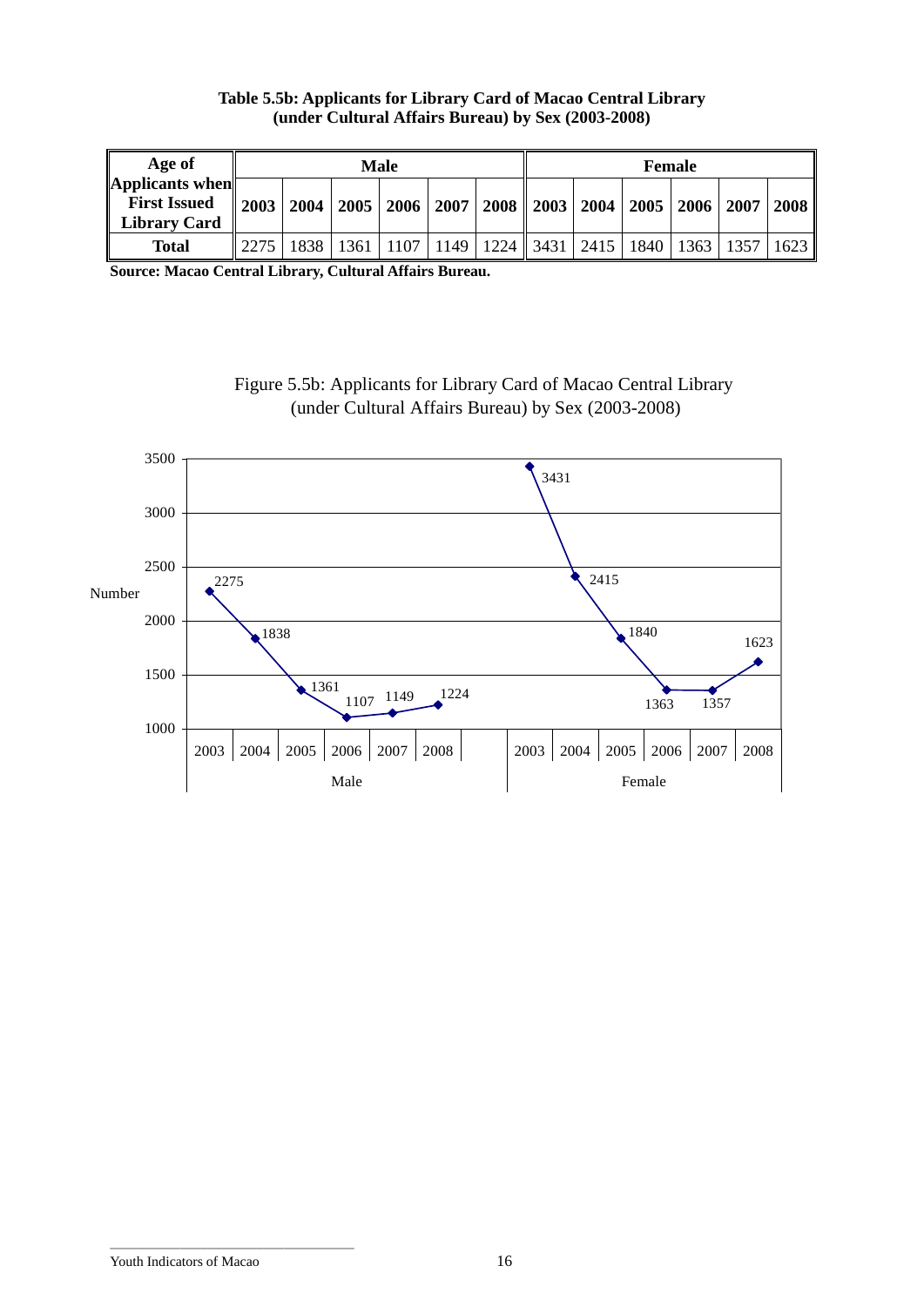**Table 5.5b: Applicants for Library Card of Macao Central Library (under Cultural Affairs Bureau) by Sex (2003-2008)**

| Age of Applicants when First Issued Library Card | Male | | | | | | Female | | | | | |
|---|---|---|---|---|---|---|---|---|---|---|---|---|
| | 2003 | 2004 | 2005 | 2006 | 2007 | 2008 | 2003 | 2004 | 2005 | 2006 | 2007 | 2008 |
| **Total** | 2275 | 1838 | 1361 | 1107 | 1149 | 1224 | 3431 | 2415 | 1840 | 1363 | 1357 | 1623 |

**Source: Macao Central Library, Cultural Affairs Bureau.**

Figure 5.5b: Applicants for Library Card of Macao Central Library (under Cultural Affairs Bureau) by Sex (2003-2008)

Number

| | Male | | | | | | Female | | | | | |
|---|---|---|---|---|---|---|---|---|---|---|---|---|
| | 2003 | 2004 | 2005 | 2006 | 2007 | 2008 | 2003 | 2004 | 2005 | 2006 | 2007 | 2008 |
| Number | 2275 | 1838 | 1361 | 1107 | 1149 | 1224 | 3431 | 2415 | 1840 | 1363 | 1357 | 1623 |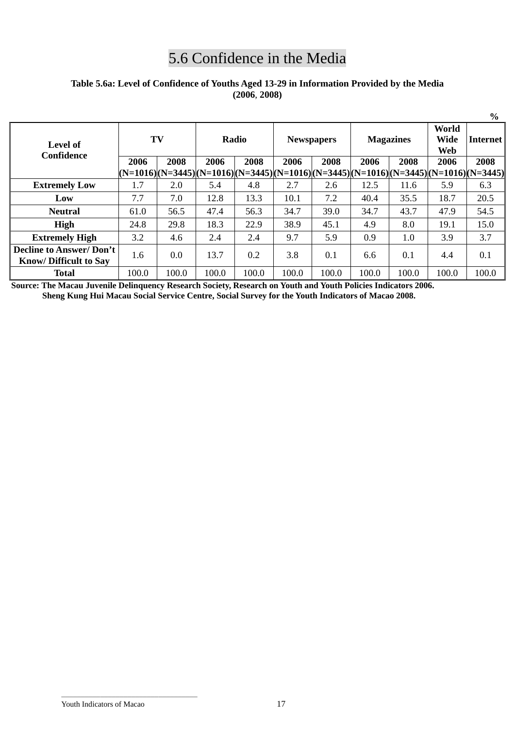## 5.6 Confidence in the Media

**Table 5.6a: Level of Confidence of Youths Aged 13-29 in Information Provided by the Media (2006, 2008)**

%

| Level of Confidence | TV | | Radio | | Newspapers | | Magazines | | World Wide Web | Internet |
|---|---|---|---|---|---|---|---|---|---|---|
| | 2006 (N=1016) | 2008 (N=3445) | 2006 (N=1016) | 2008 (N=3445) | 2006 (N=1016) | 2008 (N=3445) | 2006 (N=1016) | 2008 (N=3445) | 2006 (N=1016) | 2008 (N=3445) |
| **Extremely Low** | 1.7 | 2.0 | 5.4 | 4.8 | 2.7 | 2.6 | 12.5 | 11.6 | 5.9 | 6.3 |
| **Low** | 7.7 | 7.0 | 12.8 | 13.3 | 10.1 | 7.2 | 40.4 | 35.5 | 18.7 | 20.5 |
| **Neutral** | 61.0 | 56.5 | 47.4 | 56.3 | 34.7 | 39.0 | 34.7 | 43.7 | 47.9 | 54.5 |
| **High** | 24.8 | 29.8 | 18.3 | 22.9 | 38.9 | 45.1 | 4.9 | 8.0 | 19.1 | 15.0 |
| **Extremely High** | 3.2 | 4.6 | 2.4 | 2.4 | 9.7 | 5.9 | 0.9 | 1.0 | 3.9 | 3.7 |
| **Decline to Answer/ Don't Know/ Difficult to Say** | 1.6 | 0.0 | 13.7 | 0.2 | 3.8 | 0.1 | 6.6 | 0.1 | 4.4 | 0.1 |
| **Total** | 100.0 | 100.0 | 100.0 | 100.0 | 100.0 | 100.0 | 100.0 | 100.0 | 100.0 | 100.0 |

**Source: The Macau Juvenile Delinquency Research Society, Research on Youth and Youth Policies Indicators 2006.**
**Sheng Kung Hui Macau Social Service Centre, Social Survey for the Youth Indicators of Macao 2008.**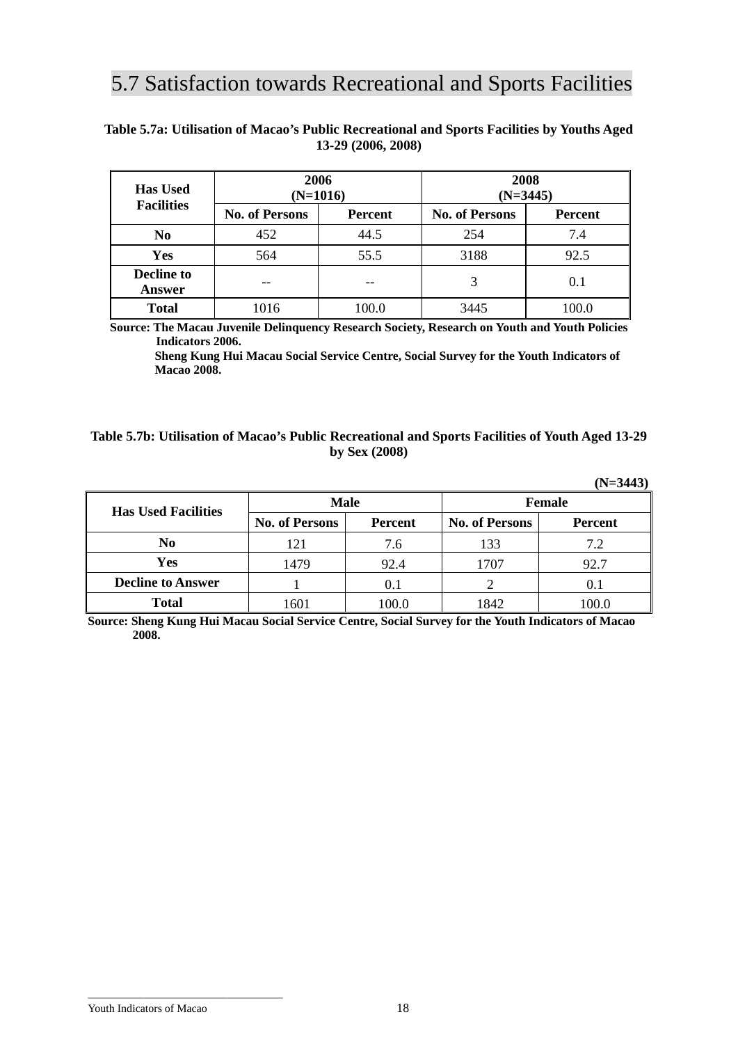# 5.7 Satisfaction towards Recreational and Sports Facilities

**Table 5.7a: Utilisation of Macao's Public Recreational and Sports Facilities by Youths Aged 13-29 (2006, 2008)**

| Has Used Facilities | 2006 (N=1016) | | 2008 (N=3445) | |
|---|---|---|---|---|
| | No. of Persons | Percent | No. of Persons | Percent |
| **No** | 452 | 44.5 | 254 | 7.4 |
| **Yes** | 564 | 55.5 | 3188 | 92.5 |
| **Decline to Answer** | -- | -- | 3 | 0.1 |
| **Total** | 1016 | 100.0 | 3445 | 100.0 |

**Source: The Macau Juvenile Delinquency Research Society, Research on Youth and Youth Policies Indicators 2006.**
**Sheng Kung Hui Macau Social Service Centre, Social Survey for the Youth Indicators of Macao 2008.**

**Table 5.7b: Utilisation of Macao's Public Recreational and Sports Facilities of Youth Aged 13-29 by Sex (2008)**

**(N=3443)**

| Has Used Facilities | Male | | Female | |
|---|---|---|---|---|
| | No. of Persons | Percent | No. of Persons | Percent |
| **No** | 121 | 7.6 | 133 | 7.2 |
| **Yes** | 1479 | 92.4 | 1707 | 92.7 |
| **Decline to Answer** | 1 | 0.1 | 2 | 0.1 |
| **Total** | 1601 | 100.0 | 1842 | 100.0 |

**Source: Sheng Kung Hui Macau Social Service Centre, Social Survey for the Youth Indicators of Macao 2008.**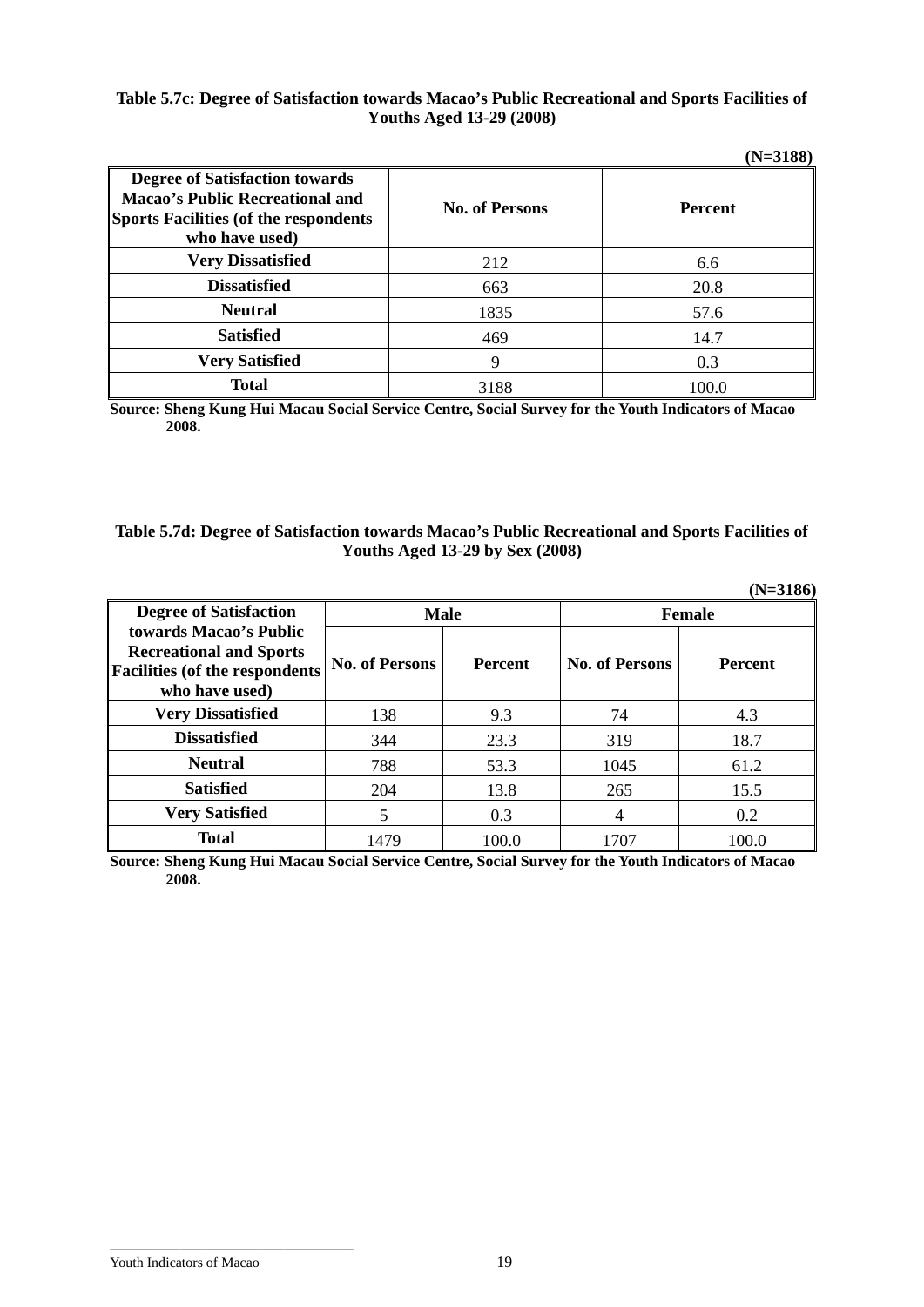**Table 5.7c: Degree of Satisfaction towards Macao's Public Recreational and Sports Facilities of Youths Aged 13-29 (2008)**

**(N=3188)**

| Degree of Satisfaction towards Macao's Public Recreational and Sports Facilities (of the respondents who have used) | No. of Persons | Percent |
|---|---|---|
| Very Dissatisfied | 212 | 6.6 |
| Dissatisfied | 663 | 20.8 |
| Neutral | 1835 | 57.6 |
| Satisfied | 469 | 14.7 |
| Very Satisfied | 9 | 0.3 |
| Total | 3188 | 100.0 |

**Source: Sheng Kung Hui Macau Social Service Centre, Social Survey for the Youth Indicators of Macao 2008.**

**Table 5.7d: Degree of Satisfaction towards Macao's Public Recreational and Sports Facilities of Youths Aged 13-29 by Sex (2008)**

**(N=3186)**

| Degree of Satisfaction towards Macao's Public Recreational and Sports Facilities (of the respondents who have used) | Male | | Female | |
|---|---|---|---|---|
| | No. of Persons | Percent | No. of Persons | Percent |
| Very Dissatisfied | 138 | 9.3 | 74 | 4.3 |
| Dissatisfied | 344 | 23.3 | 319 | 18.7 |
| Neutral | 788 | 53.3 | 1045 | 61.2 |
| Satisfied | 204 | 13.8 | 265 | 15.5 |
| Very Satisfied | 5 | 0.3 | 4 | 0.2 |
| Total | 1479 | 100.0 | 1707 | 100.0 |

**Source: Sheng Kung Hui Macau Social Service Centre, Social Survey for the Youth Indicators of Macao 2008.**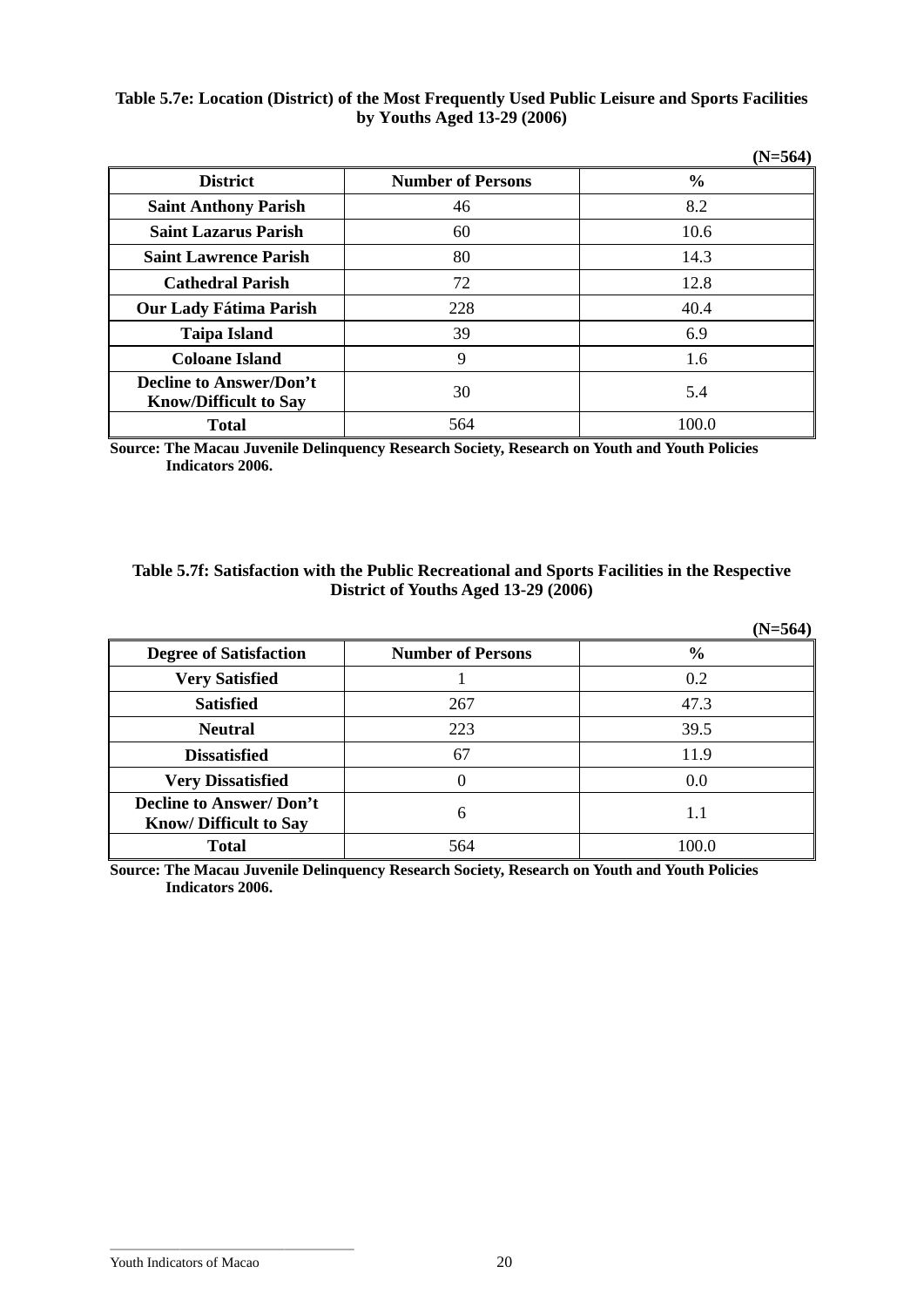**Table 5.7e: Location (District) of the Most Frequently Used Public Leisure and Sports Facilities by Youths Aged 13-29 (2006)**

**(N=564)**

| District | Number of Persons | % |
|---|---|---|
| **Saint Anthony Parish** | 46 | 8.2 |
| **Saint Lazarus Parish** | 60 | 10.6 |
| **Saint Lawrence Parish** | 80 | 14.3 |
| **Cathedral Parish** | 72 | 12.8 |
| **Our Lady Fátima Parish** | 228 | 40.4 |
| **Taipa Island** | 39 | 6.9 |
| **Coloane Island** | 9 | 1.6 |
| **Decline to Answer/Don't Know/Difficult to Say** | 30 | 5.4 |
| **Total** | 564 | 100.0 |

**Source: The Macau Juvenile Delinquency Research Society, Research on Youth and Youth Policies Indicators 2006.**

**Table 5.7f: Satisfaction with the Public Recreational and Sports Facilities in the Respective District of Youths Aged 13-29 (2006)**

**(N=564)**

| Degree of Satisfaction | Number of Persons | % |
|---|---|---|
| **Very Satisfied** | 1 | 0.2 |
| **Satisfied** | 267 | 47.3 |
| **Neutral** | 223 | 39.5 |
| **Dissatisfied** | 67 | 11.9 |
| **Very Dissatisfied** | 0 | 0.0 |
| **Decline to Answer/ Don't Know/ Difficult to Say** | 6 | 1.1 |
| **Total** | 564 | 100.0 |

**Source: The Macau Juvenile Delinquency Research Society, Research on Youth and Youth Policies Indicators 2006.**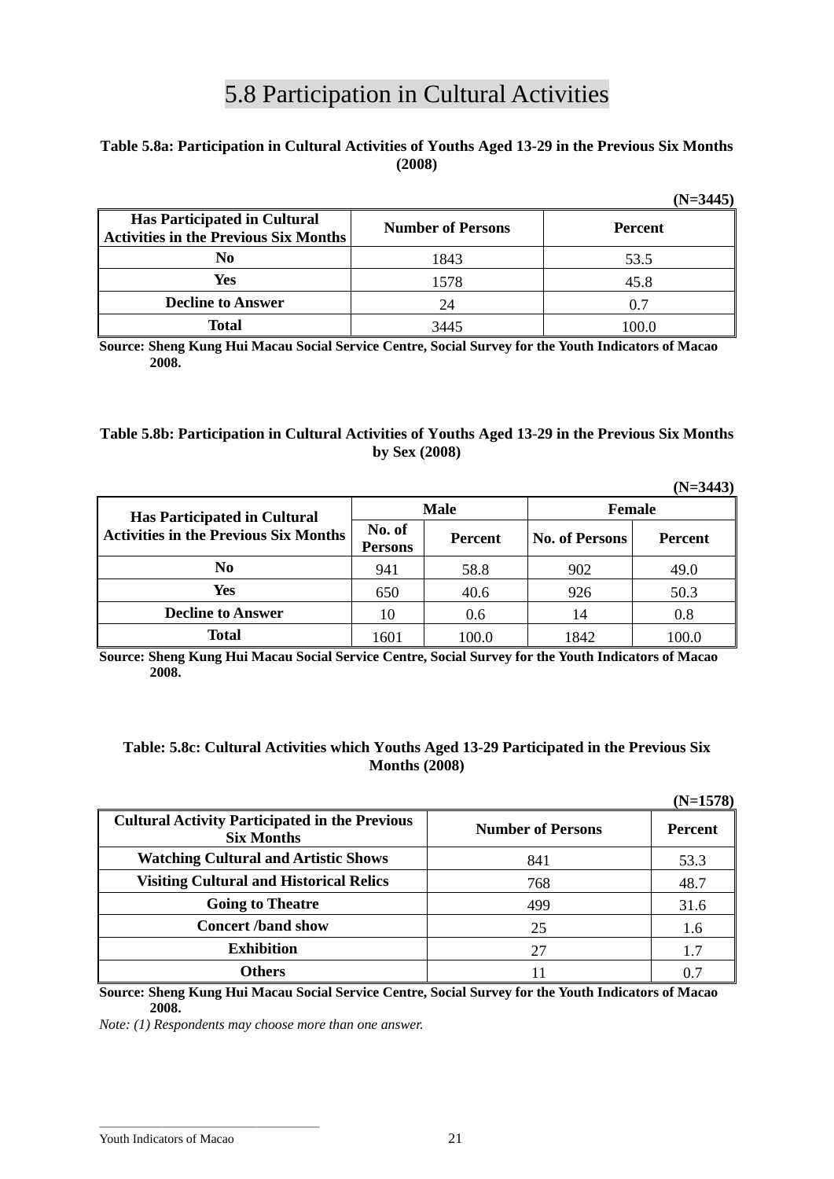# 5.8 Participation in Cultural Activities

**Table 5.8a: Participation in Cultural Activities of Youths Aged 13-29 in the Previous Six Months (2008)**

**(N=3445)**

| Has Participated in Cultural Activities in the Previous Six Months | Number of Persons | Percent |
|---|---|---|
| **No** | 1843 | 53.5 |
| **Yes** | 1578 | 45.8 |
| **Decline to Answer** | 24 | 0.7 |
| **Total** | 3445 | 100.0 |

**Source: Sheng Kung Hui Macau Social Service Centre, Social Survey for the Youth Indicators of Macao 2008.**

**Table 5.8b: Participation in Cultural Activities of Youths Aged 13-29 in the Previous Six Months by Sex (2008)**

**(N=3443)**

| Has Participated in Cultural Activities in the Previous Six Months | Male | | Female | |
|---|---|---|---|---|
| | No. of Persons | Percent | No. of Persons | Percent |
| **No** | 941 | 58.8 | 902 | 49.0 |
| **Yes** | 650 | 40.6 | 926 | 50.3 |
| **Decline to Answer** | 10 | 0.6 | 14 | 0.8 |
| **Total** | 1601 | 100.0 | 1842 | 100.0 |

**Source: Sheng Kung Hui Macau Social Service Centre, Social Survey for the Youth Indicators of Macao 2008.**

**Table: 5.8c: Cultural Activities which Youths Aged 13-29 Participated in the Previous Six Months (2008)**

**(N=1578)**

| Cultural Activity Participated in the Previous Six Months | Number of Persons | Percent |
|---|---|---|
| **Watching Cultural and Artistic Shows** | 841 | 53.3 |
| **Visiting Cultural and Historical Relics** | 768 | 48.7 |
| **Going to Theatre** | 499 | 31.6 |
| **Concert /band show** | 25 | 1.6 |
| **Exhibition** | 27 | 1.7 |
| **Others** | 11 | 0.7 |

**Source: Sheng Kung Hui Macau Social Service Centre, Social Survey for the Youth Indicators of Macao 2008.**

*Note: (1) Respondents may choose more than one answer.*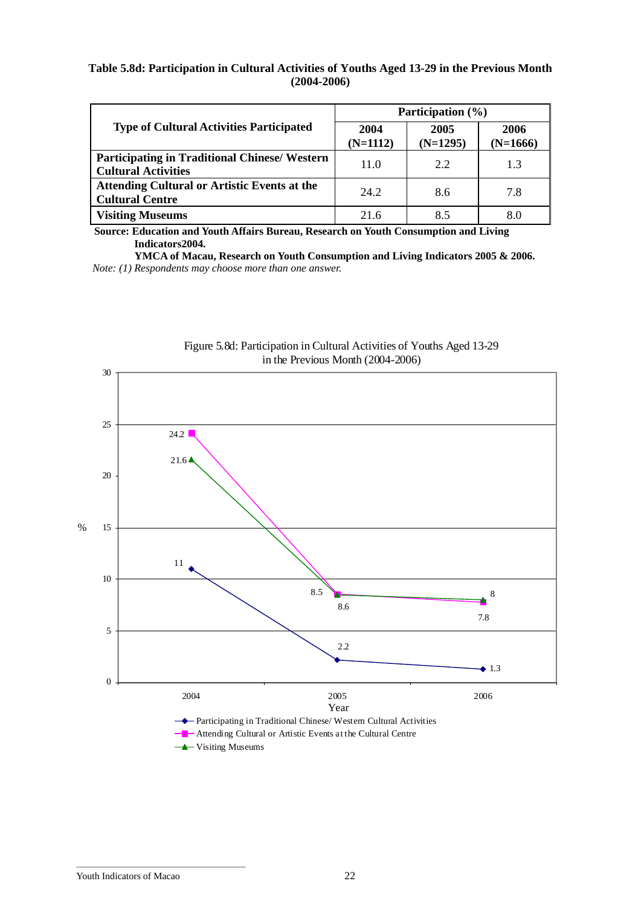**Table 5.8d: Participation in Cultural Activities of Youths Aged 13-29 in the Previous Month (2004-2006)**

| Type of Cultural Activities Participated | Participation (%) | | |
|---|---|---|---|
| | 2004 (N=1112) | 2005 (N=1295) | 2006 (N=1666) |
| **Participating in Traditional Chinese/ Western Cultural Activities** | 11.0 | 2.2 | 1.3 |
| **Attending Cultural or Artistic Events at the Cultural Centre** | 24.2 | 8.6 | 7.8 |
| **Visiting Museums** | 21.6 | 8.5 | 8.0 |

**Source: Education and Youth Affairs Bureau, Research on Youth Consumption and Living Indicators2004.**
**YMCA of Macau, Research on Youth Consumption and Living Indicators 2005 & 2006.**
*Note: (1) Respondents may choose more than one answer.*

Figure 5.8d: Participation in Cultural Activities of Youths Aged 13-29 in the Previous Month (2004-2006)

| Year | Participating in Traditional Chinese/ Western Cultural Activities | Attending Cultural or Artistic Events at the Cultural Centre | Visiting Museums |
|---|---|---|---|
| 2004 | 11 | 24.2 | 21.6 |
| 2005 | 2.2 | 8.6 | 8.5 |
| 2006 | 1.3 | 7.8 | 8 |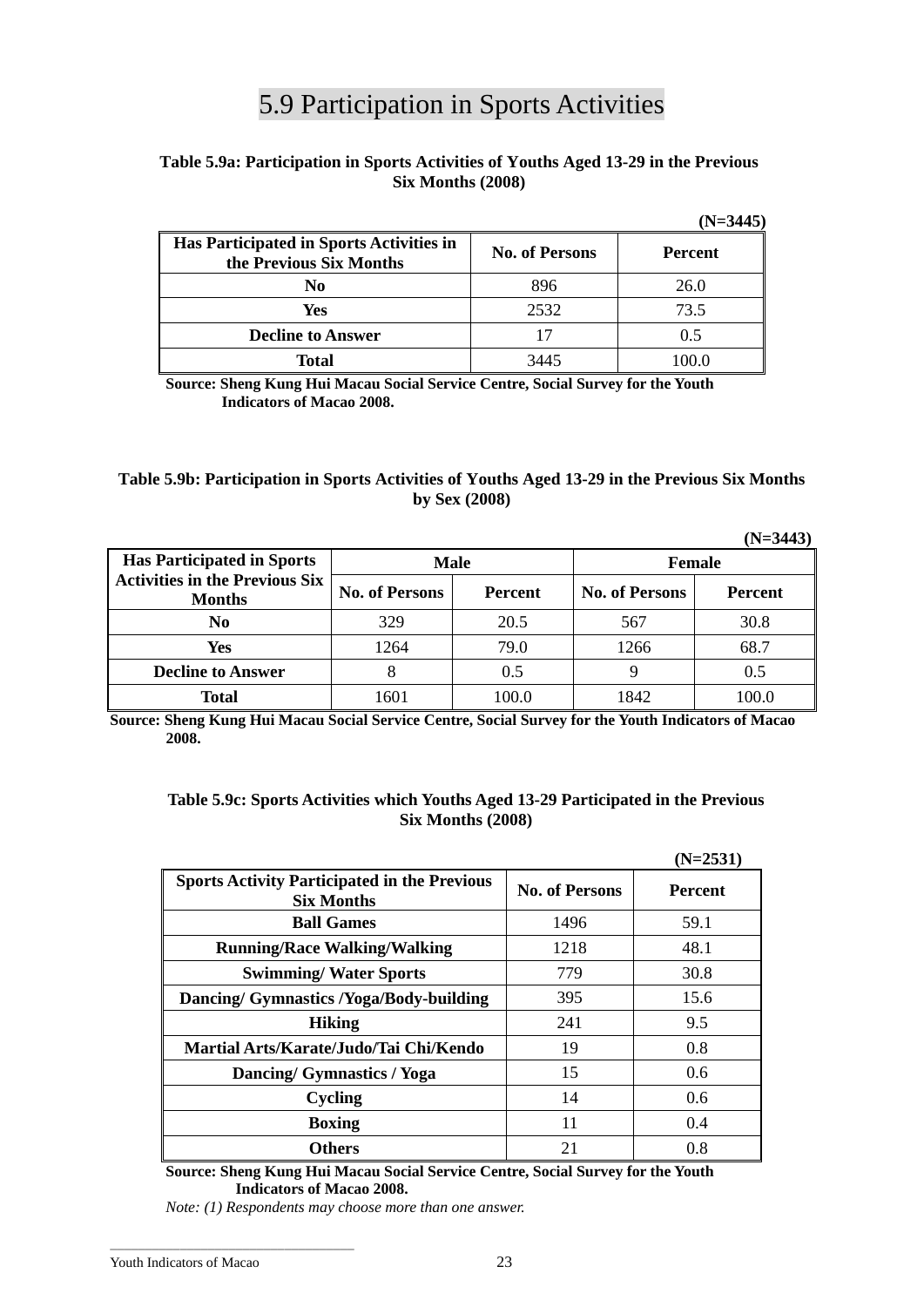# 5.9 Participation in Sports Activities

**Table 5.9a: Participation in Sports Activities of Youths Aged 13-29 in the Previous Six Months (2008)**

**(N=3445)**

| Has Participated in Sports Activities in the Previous Six Months | No. of Persons | Percent |
|---|---|---|
| **No** | 896 | 26.0 |
| **Yes** | 2532 | 73.5 |
| **Decline to Answer** | 17 | 0.5 |
| **Total** | 3445 | 100.0 |

**Source: Sheng Kung Hui Macau Social Service Centre, Social Survey for the Youth Indicators of Macao 2008.**

**Table 5.9b: Participation in Sports Activities of Youths Aged 13-29 in the Previous Six Months by Sex (2008)**

**(N=3443)**

| Has Participated in Sports Activities in the Previous Six Months | Male | | Female | |
|---|---|---|---|---|
| | No. of Persons | Percent | No. of Persons | Percent |
| **No** | 329 | 20.5 | 567 | 30.8 |
| **Yes** | 1264 | 79.0 | 1266 | 68.7 |
| **Decline to Answer** | 8 | 0.5 | 9 | 0.5 |
| **Total** | 1601 | 100.0 | 1842 | 100.0 |

**Source: Sheng Kung Hui Macau Social Service Centre, Social Survey for the Youth Indicators of Macao 2008.**

**Table 5.9c: Sports Activities which Youths Aged 13-29 Participated in the Previous Six Months (2008)**

**(N=2531)**

| Sports Activity Participated in the Previous Six Months | No. of Persons | Percent |
|---|---|---|
| **Ball Games** | 1496 | 59.1 |
| **Running/Race Walking/Walking** | 1218 | 48.1 |
| **Swimming/ Water Sports** | 779 | 30.8 |
| **Dancing/ Gymnastics /Yoga/Body-building** | 395 | 15.6 |
| **Hiking** | 241 | 9.5 |
| **Martial Arts/Karate/Judo/Tai Chi/Kendo** | 19 | 0.8 |
| **Dancing/ Gymnastics / Yoga** | 15 | 0.6 |
| **Cycling** | 14 | 0.6 |
| **Boxing** | 11 | 0.4 |
| **Others** | 21 | 0.8 |

**Source: Sheng Kung Hui Macau Social Service Centre, Social Survey for the Youth Indicators of Macao 2008.**

*Note: (1) Respondents may choose more than one answer.*